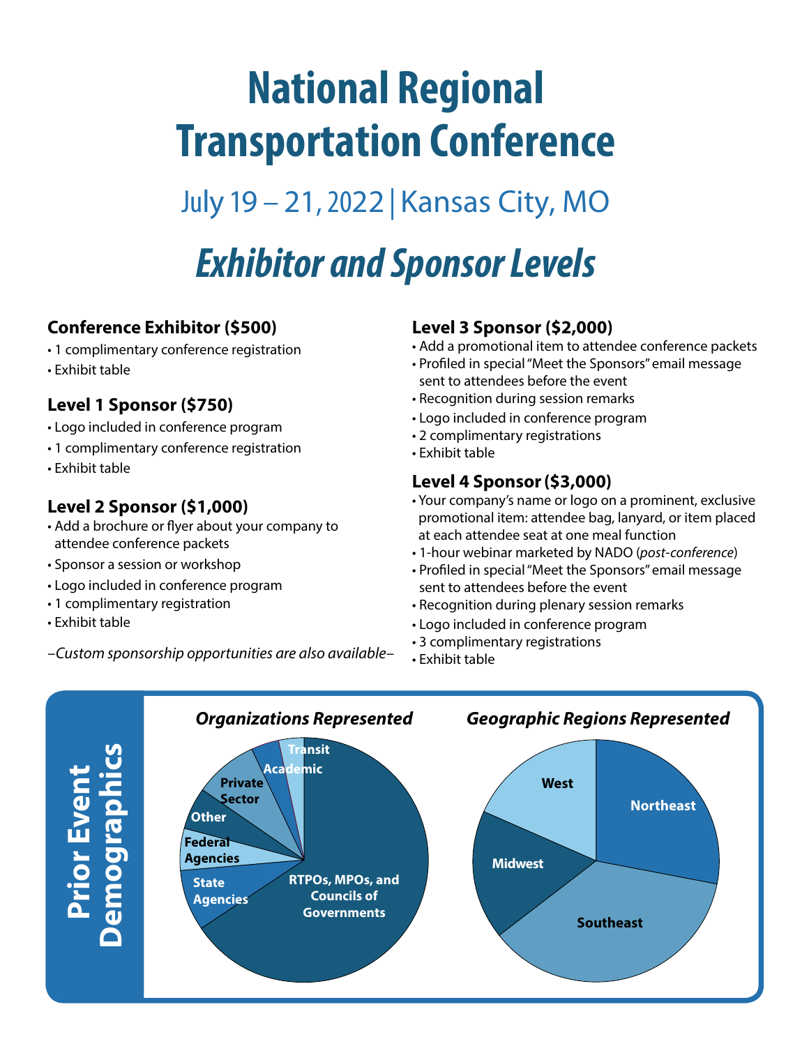# National Regional Transportation Conference

July 19 – 21, 2022 | Kansas City, MO

## *Exhibitor and Sponsor Levels*

### Conference Exhibitor ($500)

- 1 complimentary conference registration
- Exhibit table

### Level 1 Sponsor ($750)

- Logo included in conference program
- 1 complimentary conference registration
- Exhibit table

### Level 2 Sponsor ($1,000)

- Add a brochure or flyer about your company to attendee conference packets
- Sponsor a session or workshop
- Logo included in conference program
- 1 complimentary registration
- Exhibit table

*–Custom sponsorship opportunities are also available–*

### Level 3 Sponsor ($2,000)

- Add a promotional item to attendee conference packets
- Profiled in special "Meet the Sponsors" email message sent to attendees before the event
- Recognition during session remarks
- Logo included in conference program
- 2 complimentary registrations
- Exhibit table

### Level 4 Sponsor ($3,000)

- Your company's name or logo on a prominent, exclusive promotional item: attendee bag, lanyard, or item placed at each attendee seat at one meal function
- 1-hour webinar marketed by NADO (*post-conference*)
- Profiled in special "Meet the Sponsors" email message sent to attendees before the event
- Recognition during plenary session remarks
- Logo included in conference program
- 3 complimentary registrations
- Exhibit table

## Prior Event Demographics

***Organizations Represented***

RTPOs, MPOs, and Councils of Governments; State Agencies; Federal Agencies; Other; Private Sector; Academic; Transit

***Geographic Regions Represented***

Northeast; Southeast; Midwest; West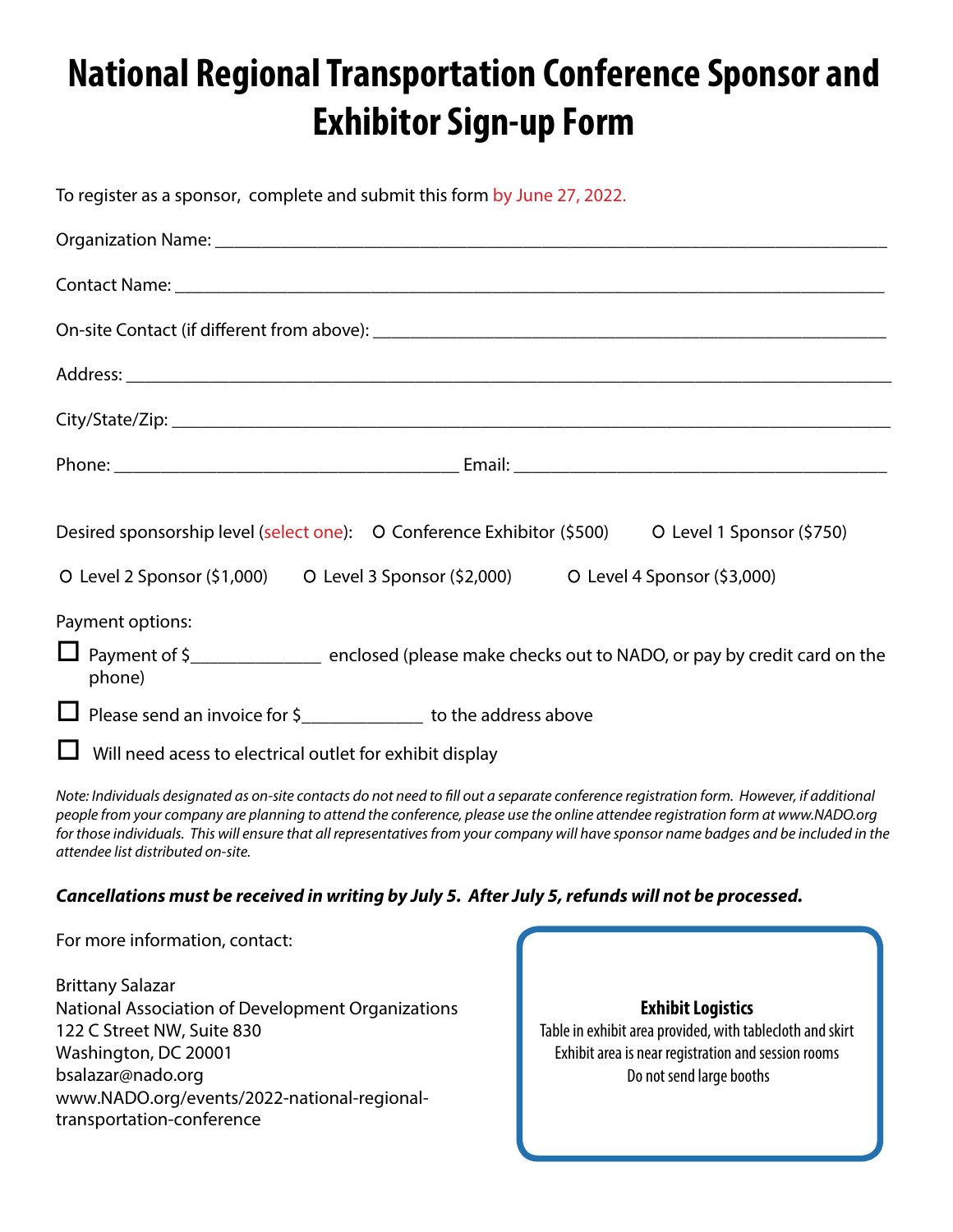# National Regional Transportation Conference Sponsor and Exhibitor Sign-up Form

To register as a sponsor, complete and submit this form by June 27, 2022.

Organization Name: ___________________________________________________________________________

Contact Name: ______________________________________________________________________________

On-site Contact (if different from above): _______________________________________________________

Address: __________________________________________________________________________________

City/State/Zip: _____________________________________________________________________________

Phone: ______________________________________ Email: _________________________________________

Desired sponsorship level (select one): O Conference Exhibitor ($500) O Level 1 Sponsor ($750)

O Level 2 Sponsor ($1,000) O Level 3 Sponsor ($2,000) O Level 4 Sponsor ($3,000)

Payment options:

☐ Payment of $______________ enclosed (please make checks out to NADO, or pay by credit card on the phone)

☐ Please send an invoice for $_____________ to the address above

☐ Will need acess to electrical outlet for exhibit display

*Note: Individuals designated as on-site contacts do not need to fill out a separate conference registration form. However, if additional people from your company are planning to attend the conference, please use the online attendee registration form at www.NADO.org for those individuals. This will ensure that all representatives from your company will have sponsor name badges and be included in the attendee list distributed on-site.*

***Cancellations must be received in writing by July 5. After July 5, refunds will not be processed.***

For more information, contact:

Brittany Salazar
National Association of Development Organizations
122 C Street NW, Suite 830
Washington, DC 20001
bsalazar@nado.org
www.NADO.org/events/2022-national-regional-transportation-conference

**Exhibit Logistics**
Table in exhibit area provided, with tablecloth and skirt
Exhibit area is near registration and session rooms
Do not send large booths